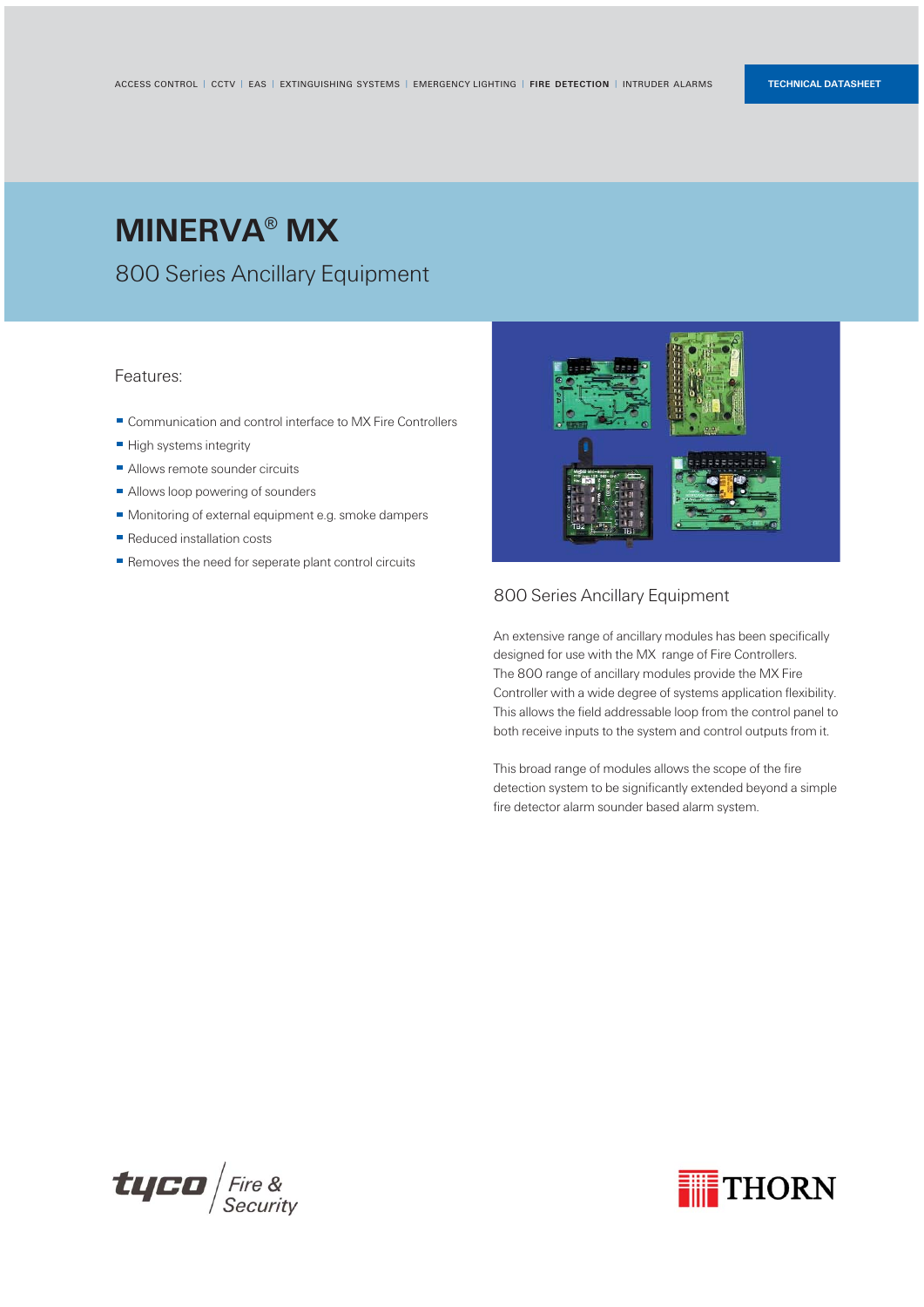ACCESS CONTROL | CCTV | EAS | EXTINGUISHING SYSTEMS | EMERGENCY LIGHTING | **FIRE DETECTION** | INTRUDER ALARMS

**TECHNICAL DATASHEET**

# MINERVA® MX

## 800 Series Ancillary Equipment

### Features:

- Communication and control interface to MX Fire Controllers
- High systems integrity
- Allows remote sounder circuits
- Allows loop powering of sounders
- Monitoring of external equipment e.g. smoke dampers
- Reduced installation costs
- Removes the need for seperate plant control circuits

### 800 Series Ancillary Equipment

An extensive range of ancillary modules has been specifically designed for use with the MX range of Fire Controllers. The 800 range of ancillary modules provide the MX Fire Controller with a wide degree of systems application flexibility. This allows the field addressable loop from the control panel to both receive inputs to the system and control outputs from it.

This broad range of modules allows the scope of the fire detection system to be significantly extended beyond a simple fire detector alarm sounder based alarm system.

tyco Fire & Security

THORN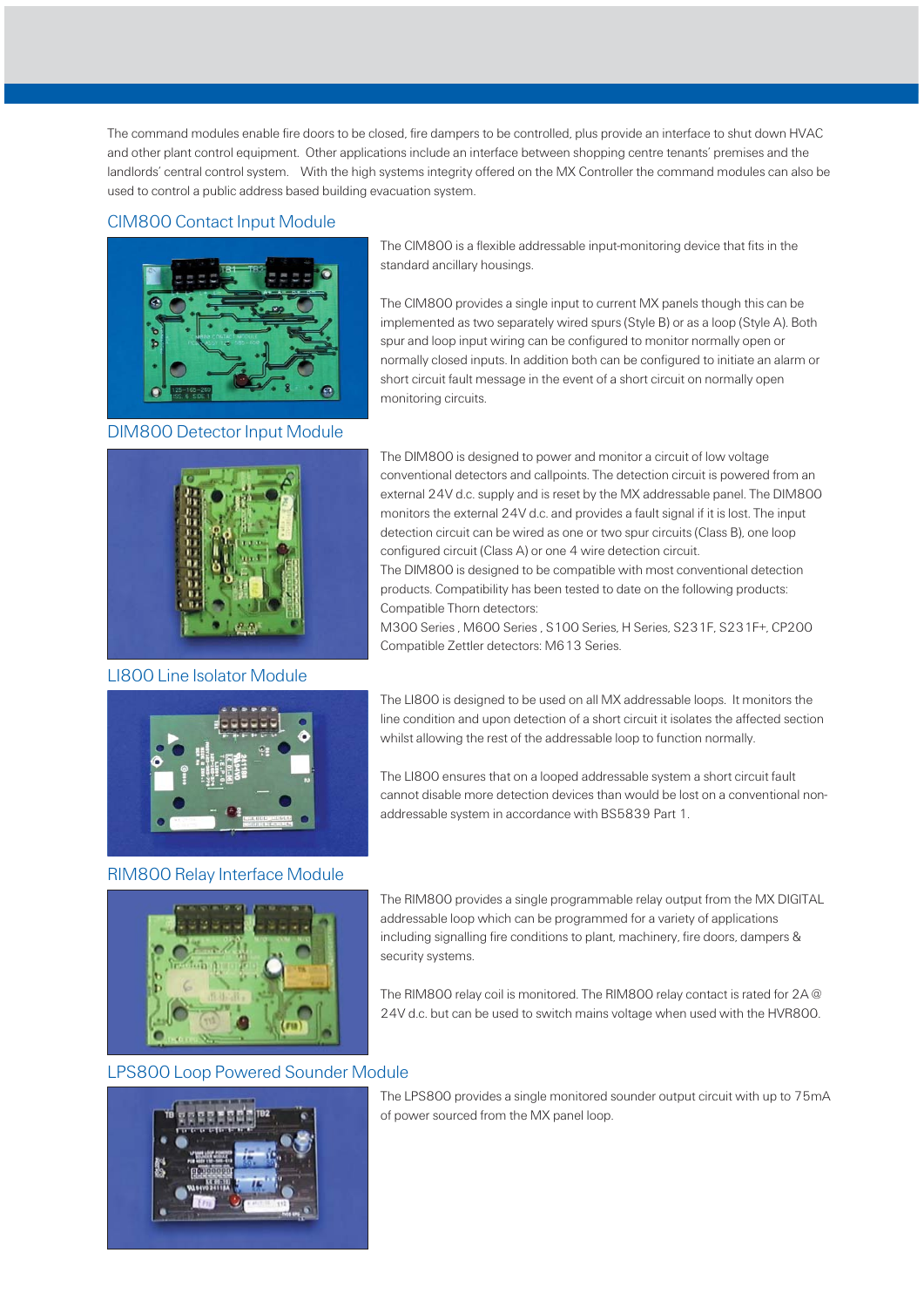The command modules enable fire doors to be closed, fire dampers to be controlled, plus provide an interface to shut down HVAC and other plant control equipment. Other applications include an interface between shopping centre tenants' premises and the landlords' central control system. With the high systems integrity offered on the MX Controller the command modules can also be used to control a public address based building evacuation system.

## CIM800 Contact Input Module

The CIM800 is a flexible addressable input-monitoring device that fits in the standard ancillary housings.

The CIM800 provides a single input to current MX panels though this can be implemented as two separately wired spurs (Style B) or as a loop (Style A). Both spur and loop input wiring can be configured to monitor normally open or normally closed inputs. In addition both can be configured to initiate an alarm or short circuit fault message in the event of a short circuit on normally open monitoring circuits.

## DIM800 Detector Input Module

The DIM800 is designed to power and monitor a circuit of low voltage conventional detectors and callpoints. The detection circuit is powered from an external 24V d.c. supply and is reset by the MX addressable panel. The DIM800 monitors the external 24V d.c. and provides a fault signal if it is lost. The input detection circuit can be wired as one or two spur circuits (Class B), one loop configured circuit (Class A) or one 4 wire detection circuit.

The DIM800 is designed to be compatible with most conventional detection products. Compatibility has been tested to date on the following products:

Compatible Thorn detectors:

M300 Series , M600 Series , S100 Series, H Series, S231F, S231F+, CP200

Compatible Zettler detectors: M613 Series.

## LI800 Line Isolator Module

The LI800 is designed to be used on all MX addressable loops. It monitors the line condition and upon detection of a short circuit it isolates the affected section whilst allowing the rest of the addressable loop to function normally.

The LI800 ensures that on a looped addressable system a short circuit fault cannot disable more detection devices than would be lost on a conventional non-addressable system in accordance with BS5839 Part 1.

## RIM800 Relay Interface Module

The RIM800 provides a single programmable relay output from the MX DIGITAL addressable loop which can be programmed for a variety of applications including signalling fire conditions to plant, machinery, fire doors, dampers & security systems.

The RIM800 relay coil is monitored. The RIM800 relay contact is rated for 2A @ 24V d.c. but can be used to switch mains voltage when used with the HVR800.

## LPS800 Loop Powered Sounder Module

The LPS800 provides a single monitored sounder output circuit with up to 75mA of power sourced from the MX panel loop.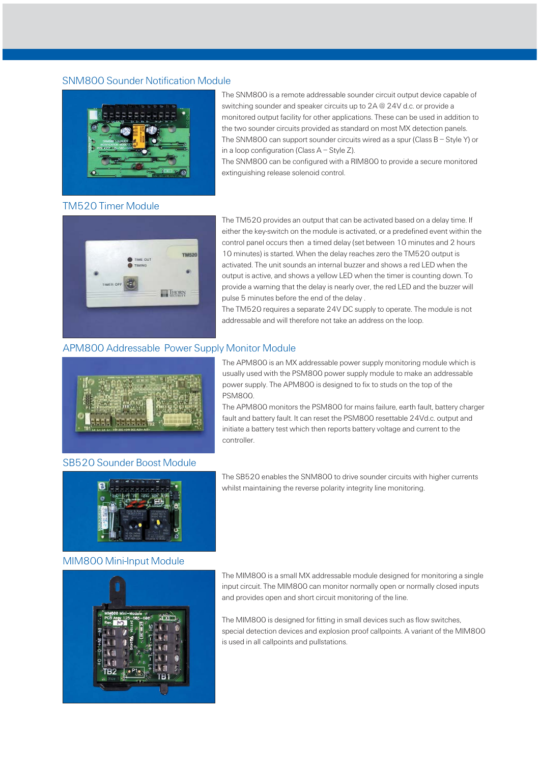## SNM800 Sounder Notification Module

The SNM800 is a remote addressable sounder circuit output device capable of switching sounder and speaker circuits up to 2A @ 24V d.c. or provide a monitored output facility for other applications. These can be used in addition to the two sounder circuits provided as standard on most MX detection panels. The SNM800 can support sounder circuits wired as a spur (Class B – Style Y) or in a loop configuration (Class A – Style Z).

The SNM800 can be configured with a RIM800 to provide a secure monitored extinguishing release solenoid control.

## TM520 Timer Module

The TM520 provides an output that can be activated based on a delay time. If either the key-switch on the module is activated, or a predefined event within the control panel occurs then a timed delay (set between 10 minutes and 2 hours 10 minutes) is started. When the delay reaches zero the TM520 output is activated. The unit sounds an internal buzzer and shows a red LED when the output is active, and shows a yellow LED when the timer is counting down. To provide a warning that the delay is nearly over, the red LED and the buzzer will pulse 5 minutes before the end of the delay .

The TM520 requires a separate 24V DC supply to operate. The module is not addressable and will therefore not take an address on the loop.

## APM800 Addressable Power Supply Monitor Module

The APM800 is an MX addressable power supply monitoring module which is usually used with the PSM800 power supply module to make an addressable power supply. The APM800 is designed to fix to studs on the top of the PSM800.

The APM800 monitors the PSM800 for mains failure, earth fault, battery charger fault and battery fault. It can reset the PSM800 resettable 24Vd.c. output and initiate a battery test which then reports battery voltage and current to the controller.

## SB520 Sounder Boost Module

The SB520 enables the SNM800 to drive sounder circuits with higher currents whilst maintaining the reverse polarity integrity line monitoring.

## MIM800 Mini-Input Module

The MIM800 is a small MX addressable module designed for monitoring a single input circuit. The MIM800 can monitor normally open or normally closed inputs and provides open and short circuit monitoring of the line.

The MIM800 is designed for fitting in small devices such as flow switches, special detection devices and explosion proof callpoints. A variant of the MIM800 is used in all callpoints and pullstations.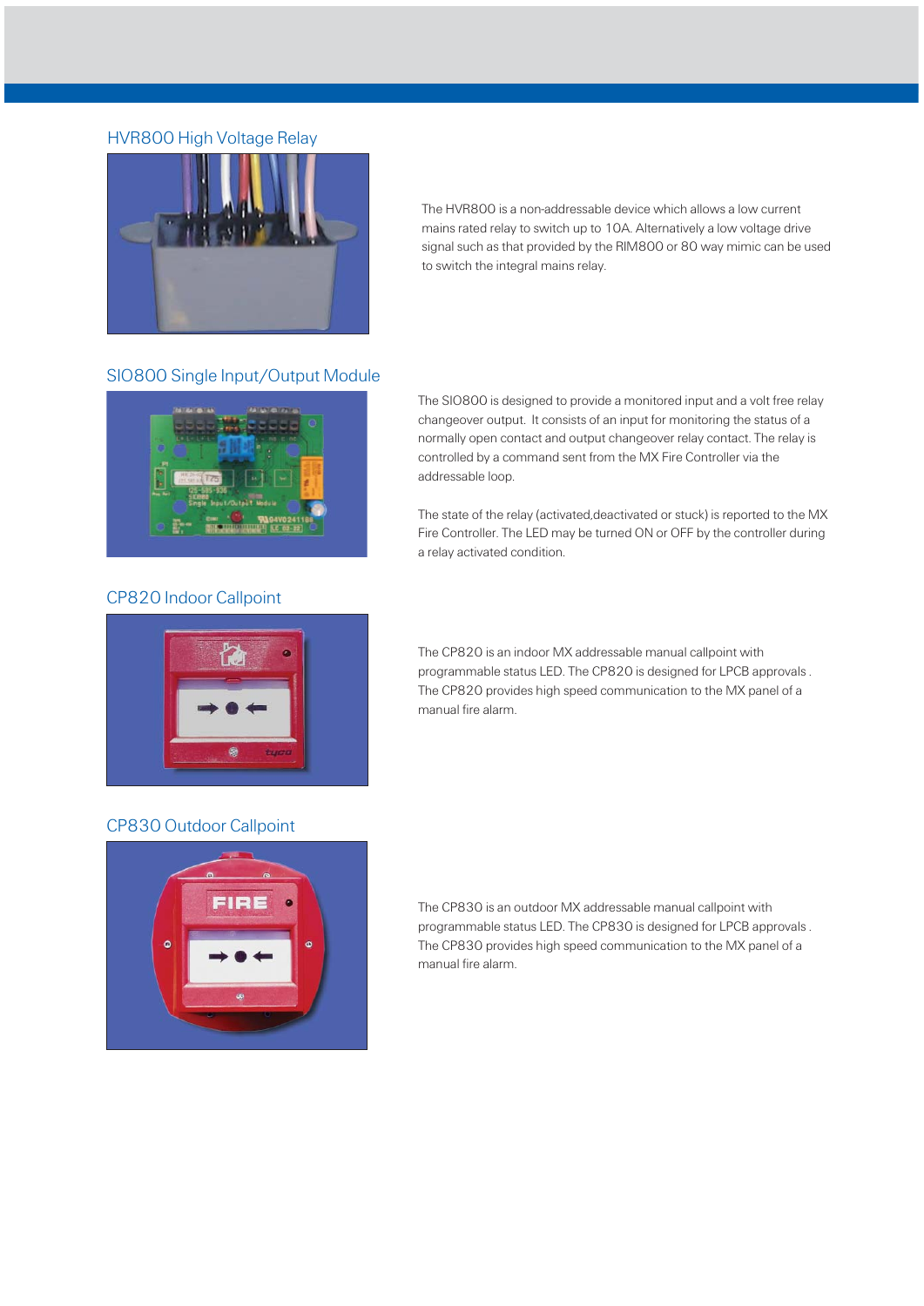## HVR800 High Voltage Relay

The HVR800 is a non-addressable device which allows a low current mains rated relay to switch up to 10A. Alternatively a low voltage drive signal such as that provided by the RIM800 or 80 way mimic can be used to switch the integral mains relay.

## SIO800 Single Input/Output Module

The SIO800 is designed to provide a monitored input and a volt free relay changeover output. It consists of an input for monitoring the status of a normally open contact and output changeover relay contact. The relay is controlled by a command sent from the MX Fire Controller via the addressable loop.

The state of the relay (activated,deactivated or stuck) is reported to the MX Fire Controller. The LED may be turned ON or OFF by the controller during a relay activated condition.

## CP820 Indoor Callpoint

The CP820 is an indoor MX addressable manual callpoint with programmable status LED. The CP820 is designed for LPCB approvals . The CP820 provides high speed communication to the MX panel of a manual fire alarm.

## CP830 Outdoor Callpoint

The CP830 is an outdoor MX addressable manual callpoint with programmable status LED. The CP830 is designed for LPCB approvals . The CP830 provides high speed communication to the MX panel of a manual fire alarm.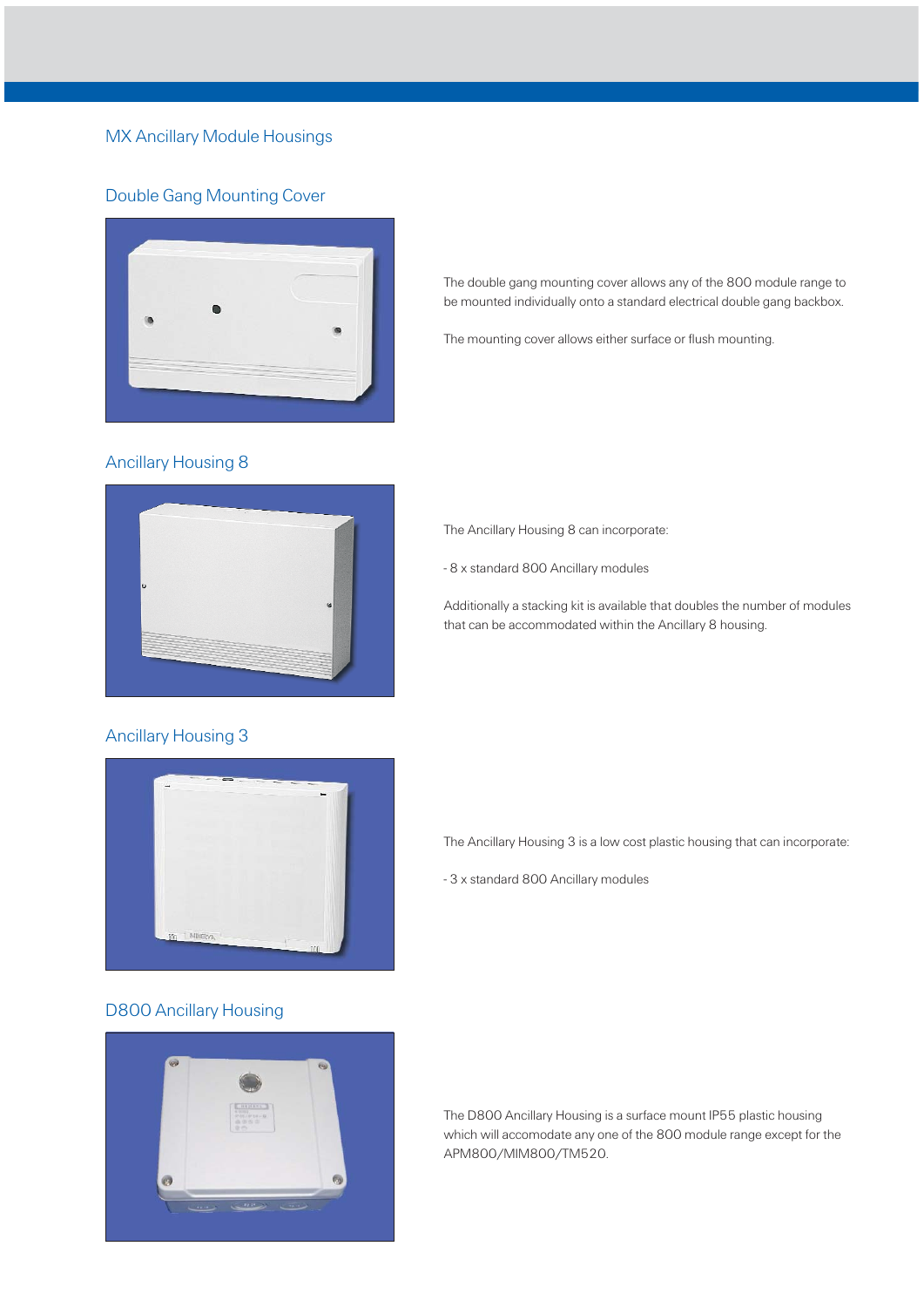# MX Ancillary Module Housings

## Double Gang Mounting Cover

The double gang mounting cover allows any of the 800 module range to be mounted individually onto a standard electrical double gang backbox.

The mounting cover allows either surface or flush mounting.

## Ancillary Housing 8

The Ancillary Housing 8 can incorporate:

- 8 x standard 800 Ancillary modules

Additionally a stacking kit is available that doubles the number of modules that can be accommodated within the Ancillary 8 housing.

## Ancillary Housing 3

The Ancillary Housing 3 is a low cost plastic housing that can incorporate:

- 3 x standard 800 Ancillary modules

## D800 Ancillary Housing

The D800 Ancillary Housing is a surface mount IP55 plastic housing which will accomodate any one of the 800 module range except for the APM800/MIM800/TM520.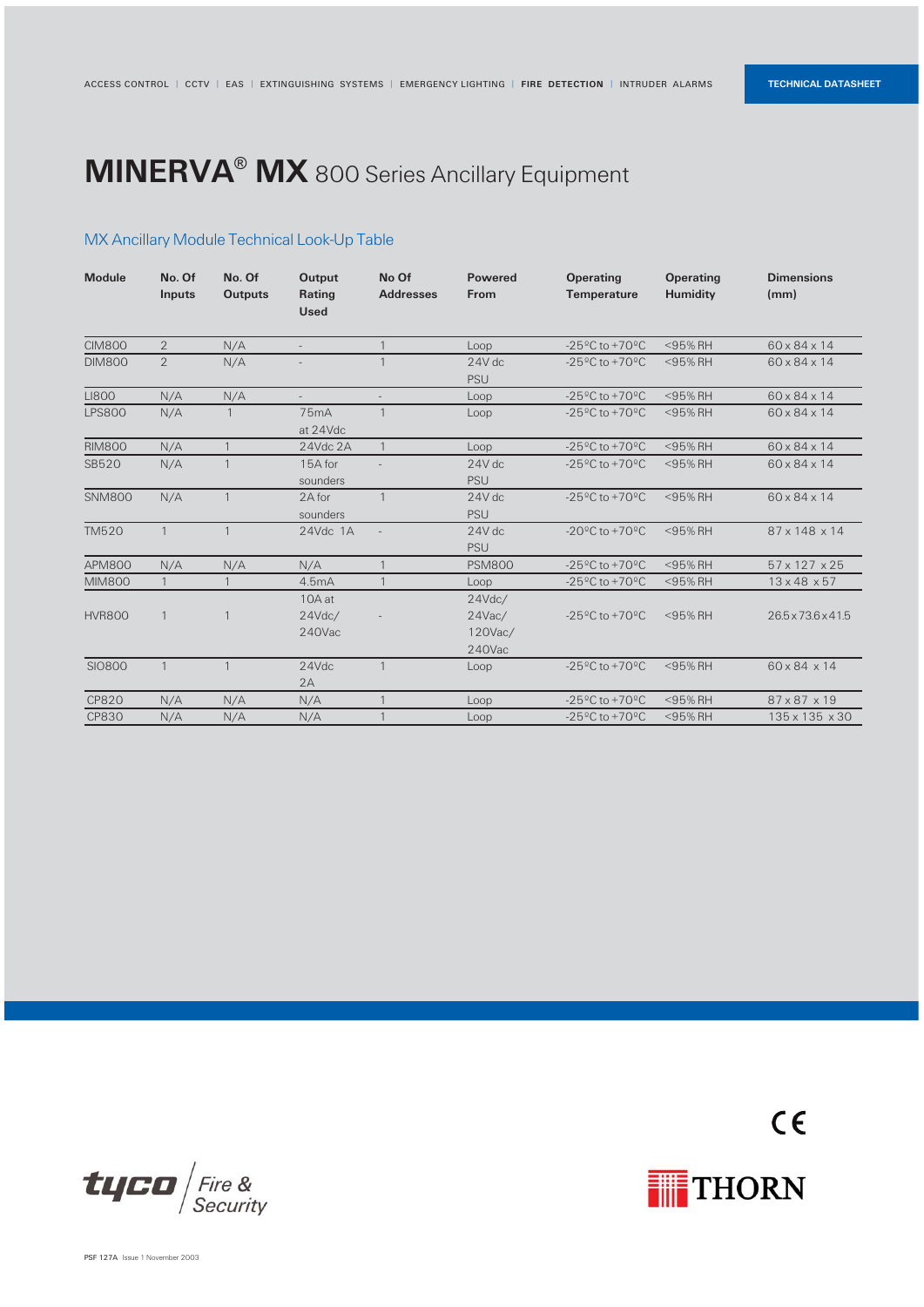ACCESS CONTROL | CCTV | EAS | EXTINGUISHING SYSTEMS | EMERGENCY LIGHTING | **FIRE DETECTION** | INTRUDER ALARMS

**TECHNICAL DATASHEET**

# MINERVA® MX 800 Series Ancillary Equipment

## MX Ancillary Module Technical Look-Up Table

| Module | No. Of Inputs | No. Of Outputs | Output Rating Used | No Of Addresses | Powered From | Operating Temperature | Operating Humidity | Dimensions (mm) |
|---|---|---|---|---|---|---|---|---|
| CIM800 | 2 | N/A | - | 1 | Loop | -25ºC to +70ºC | <95% RH | 60 x 84 x 14 |
| DIM800 | 2 | N/A | - | 1 | 24V dc PSU | -25ºC to +70ºC | <95% RH | 60 x 84 x 14 |
| LI800 | N/A | N/A | - | - | Loop | -25ºC to +70ºC | <95% RH | 60 x 84 x 14 |
| LPS800 | N/A | 1 | 75mA at 24Vdc | 1 | Loop | -25ºC to +70ºC | <95% RH | 60 x 84 x 14 |
| RIM800 | N/A | 1 | 24Vdc 2A | 1 | Loop | -25ºC to +70ºC | <95% RH | 60 x 84 x 14 |
| SB520 | N/A | 1 | 15A for sounders | - | 24V dc PSU | -25ºC to +70ºC | <95% RH | 60 x 84 x 14 |
| SNM800 | N/A | 1 | 2A for sounders | 1 | 24V dc PSU | -25ºC to +70ºC | <95% RH | 60 x 84 x 14 |
| TM520 | 1 | 1 | 24Vdc 1A | - | 24V dc PSU | -20ºC to +70ºC | <95% RH | 87 x 148 x 14 |
| APM800 | N/A | N/A | N/A | 1 | PSM800 | -25ºC to +70ºC | <95% RH | 57 x 127 x 25 |
| MIM800 | 1 | 1 | 4.5mA | 1 | Loop | -25ºC to +70ºC | <95% RH | 13 x 48 x 57 |
| HVR800 | 1 | 1 | 10A at 24Vdc/ 240Vac | - | 24Vdc/ 24Vac/ 120Vac/ 240Vac | -25ºC to +70ºC | <95% RH | 26.5 x 73.6 x 41.5 |
| SIO800 | 1 | 1 | 24Vdc 2A | 1 | Loop | -25ºC to +70ºC | <95% RH | 60 x 84 x 14 |
| CP820 | N/A | N/A | N/A | 1 | Loop | -25ºC to +70ºC | <95% RH | 87 x 87 x 19 |
| CP830 | N/A | N/A | N/A | 1 | Loop | -25ºC to +70ºC | <95% RH | 135 x 135 x 30 |

CE

tyco Fire & Security

THORN

PSF 127A Issue 1 November 2003